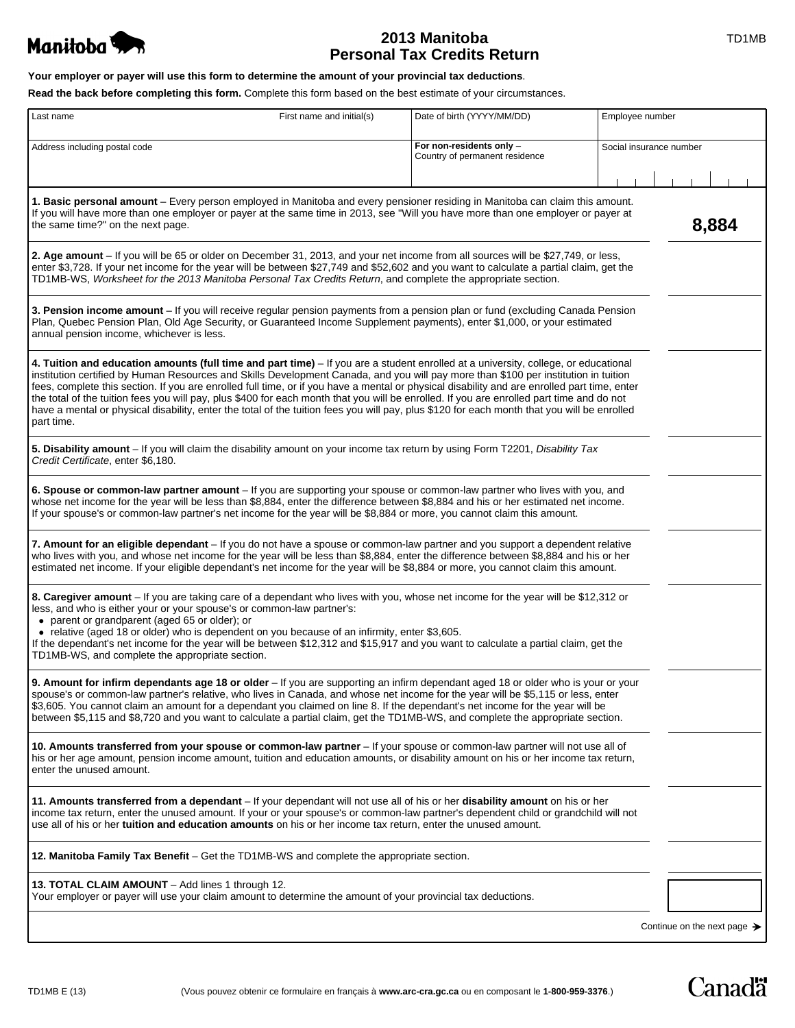# 2013 Manitoba Personal Tax Credits Return

TD1MB

**Your employer or payer will use this form to determine the amount of your provincial tax deductions**.

**Read the back before completing this form.** Complete this form based on the best estimate of your circumstances.

| Last name | First name and initial(s) | Date of birth (YYYY/MM/DD) | Employee number |
|---|---|---|---|
| Address including postal code | | **For non-residents only** – Country of permanent residence | Social insurance number |

| | |
|---|---|
| **1. Basic personal amount** – Every person employed in Manitoba and every pensioner residing in Manitoba can claim this amount. If you will have more than one employer or payer at the same time in 2013, see "Will you have more than one employer or payer at the same time?" on the next page. | **8,884** |
| **2. Age amount** – If you will be 65 or older on December 31, 2013, and your net income from all sources will be $27,749, or less, enter $3,728. If your net income for the year will be between $27,749 and $52,602 and you want to calculate a partial claim, get the TD1MB-WS, *Worksheet for the 2013 Manitoba Personal Tax Credits Return*, and complete the appropriate section. | |
| **3. Pension income amount** – If you will receive regular pension payments from a pension plan or fund (excluding Canada Pension Plan, Quebec Pension Plan, Old Age Security, or Guaranteed Income Supplement payments), enter $1,000, or your estimated annual pension income, whichever is less. | |
| **4. Tuition and education amounts (full time and part time)** – If you are a student enrolled at a university, college, or educational institution certified by Human Resources and Skills Development Canada, and you will pay more than $100 per institution in tuition fees, complete this section. If you are enrolled full time, or if you have a mental or physical disability and are enrolled part time, enter the total of the tuition fees you will pay, plus $400 for each month that you will be enrolled. If you are enrolled part time and do not have a mental or physical disability, enter the total of the tuition fees you will pay, plus $120 for each month that you will be enrolled part time. | |
| **5. Disability amount** – If you will claim the disability amount on your income tax return by using Form T2201, *Disability Tax Credit Certificate*, enter $6,180. | |
| **6. Spouse or common-law partner amount** – If you are supporting your spouse or common-law partner who lives with you, and whose net income for the year will be less than $8,884, enter the difference between $8,884 and his or her estimated net income. If your spouse's or common-law partner's net income for the year will be $8,884 or more, you cannot claim this amount. | |
| **7. Amount for an eligible dependant** – If you do not have a spouse or common-law partner and you support a dependent relative who lives with you, and whose net income for the year will be less than $8,884, enter the difference between $8,884 and his or her estimated net income. If your eligible dependant's net income for the year will be $8,884 or more, you cannot claim this amount. | |
| **8. Caregiver amount** – If you are taking care of a dependant who lives with you, whose net income for the year will be $12,312 or less, and who is either your or your spouse's or common-law partner's:<br>• parent or grandparent (aged 65 or older); or<br>• relative (aged 18 or older) who is dependent on you because of an infirmity, enter $3,605.<br>If the dependant's net income for the year will be between $12,312 and $15,917 and you want to calculate a partial claim, get the TD1MB-WS, and complete the appropriate section. | |
| **9. Amount for infirm dependants age 18 or older** – If you are supporting an infirm dependant aged 18 or older who is your or your spouse's or common-law partner's relative, who lives in Canada, and whose net income for the year will be $5,115 or less, enter $3,605. You cannot claim an amount for a dependant you claimed on line 8. If the dependant's net income for the year will be between $5,115 and $8,720 and you want to calculate a partial claim, get the TD1MB-WS, and complete the appropriate section. | |
| **10. Amounts transferred from your spouse or common-law partner** – If your spouse or common-law partner will not use all of his or her age amount, pension income amount, tuition and education amounts, or disability amount on his or her income tax return, enter the unused amount. | |
| **11. Amounts transferred from a dependant** – If your dependant will not use all of his or her **disability amount** on his or her income tax return, enter the unused amount. If your or your spouse's or common-law partner's dependent child or grandchild will not use all of his or her **tuition and education amounts** on his or her income tax return, enter the unused amount. | |
| **12. Manitoba Family Tax Benefit** – Get the TD1MB-WS and complete the appropriate section. | |
| **13. TOTAL CLAIM AMOUNT** – Add lines 1 through 12.<br>Your employer or payer will use your claim amount to determine the amount of your provincial tax deductions. | |

Continue on the next page ➔

TD1MB E (13)

(Vous pouvez obtenir ce formulaire en français à **www.arc-cra.gc.ca** ou en composant le **1-800-959-3376**.)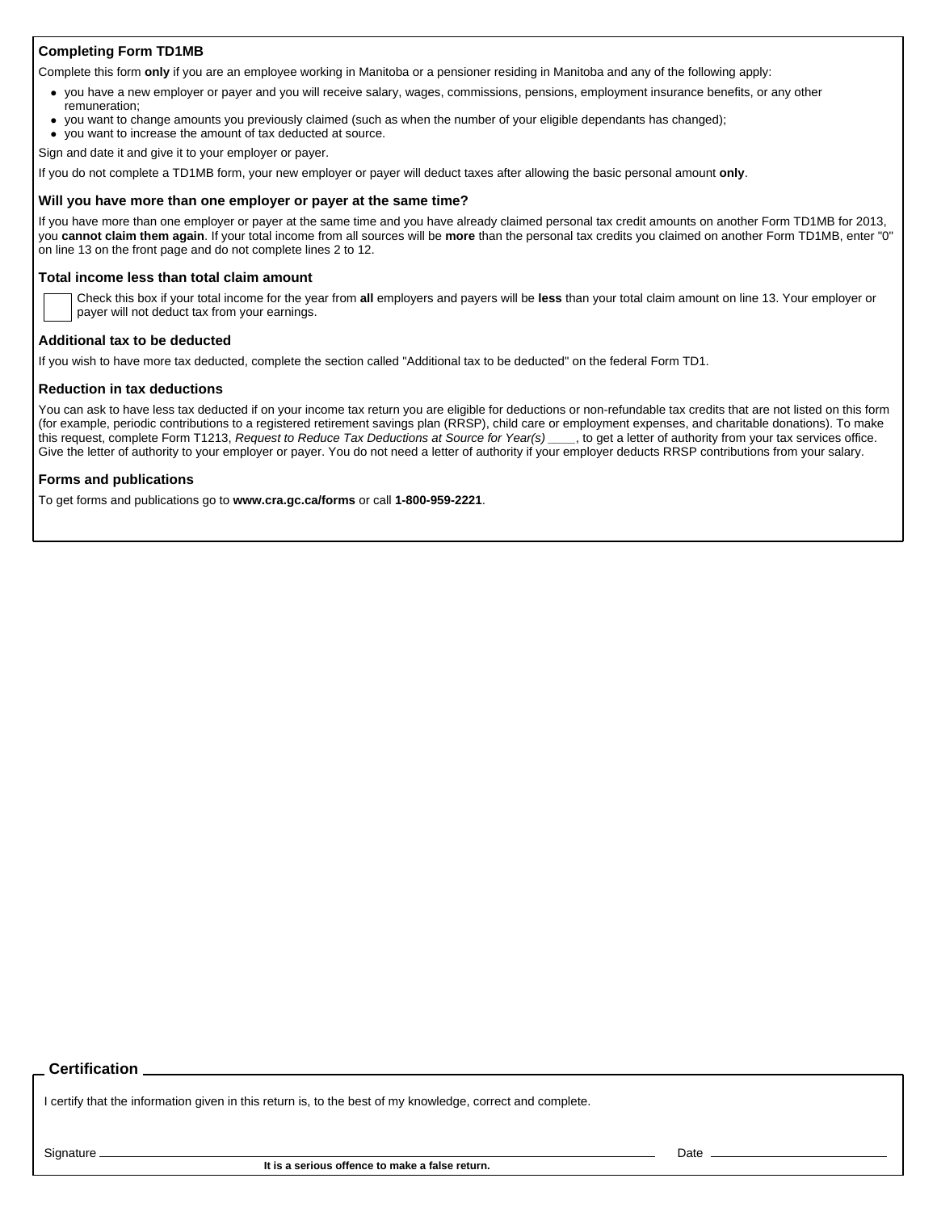### Completing Form TD1MB

Complete this form **only** if you are an employee working in Manitoba or a pensioner residing in Manitoba and any of the following apply:

- you have a new employer or payer and you will receive salary, wages, commissions, pensions, employment insurance benefits, or any other remuneration;
- you want to change amounts you previously claimed (such as when the number of your eligible dependants has changed);
- you want to increase the amount of tax deducted at source.

Sign and date it and give it to your employer or payer.

If you do not complete a TD1MB form, your new employer or payer will deduct taxes after allowing the basic personal amount **only**.

### Will you have more than one employer or payer at the same time?

If you have more than one employer or payer at the same time and you have already claimed personal tax credit amounts on another Form TD1MB for 2013, you **cannot claim them again**. If your total income from all sources will be **more** than the personal tax credits you claimed on another Form TD1MB, enter "0" on line 13 on the front page and do not complete lines 2 to 12.

### Total income less than total claim amount

☐ Check this box if your total income for the year from **all** employers and payers will be **less** than your total claim amount on line 13. Your employer or payer will not deduct tax from your earnings.

### Additional tax to be deducted

If you wish to have more tax deducted, complete the section called "Additional tax to be deducted" on the federal Form TD1.

### Reduction in tax deductions

You can ask to have less tax deducted if on your income tax return you are eligible for deductions or non-refundable tax credits that are not listed on this form (for example, periodic contributions to a registered retirement savings plan (RRSP), child care or employment expenses, and charitable donations). To make this request, complete Form T1213, *Request to Reduce Tax Deductions at Source for Year(s)* ____, to get a letter of authority from your tax services office. Give the letter of authority to your employer or payer. You do not need a letter of authority if your employer deducts RRSP contributions from your salary.

### Forms and publications

To get forms and publications go to **www.cra.gc.ca/forms** or call **1-800-959-2221**.

### Certification

I certify that the information given in this return is, to the best of my knowledge, correct and complete.

Signature ______________________________ Date ____________________

**It is a serious offence to make a false return.**